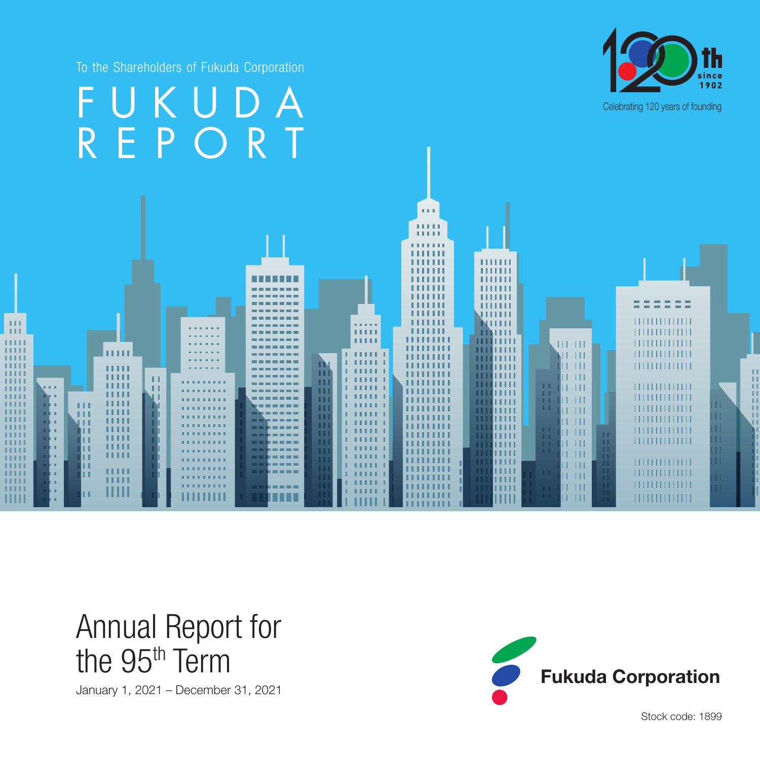To the Shareholders of Fukuda Corporation

# FUKUDA REPORT

120th since 1902

Celebrating 120 years of founding

## Annual Report for the 95th Term

January 1, 2021 – December 31, 2021

**Fukuda Corporation**

Stock code: 1899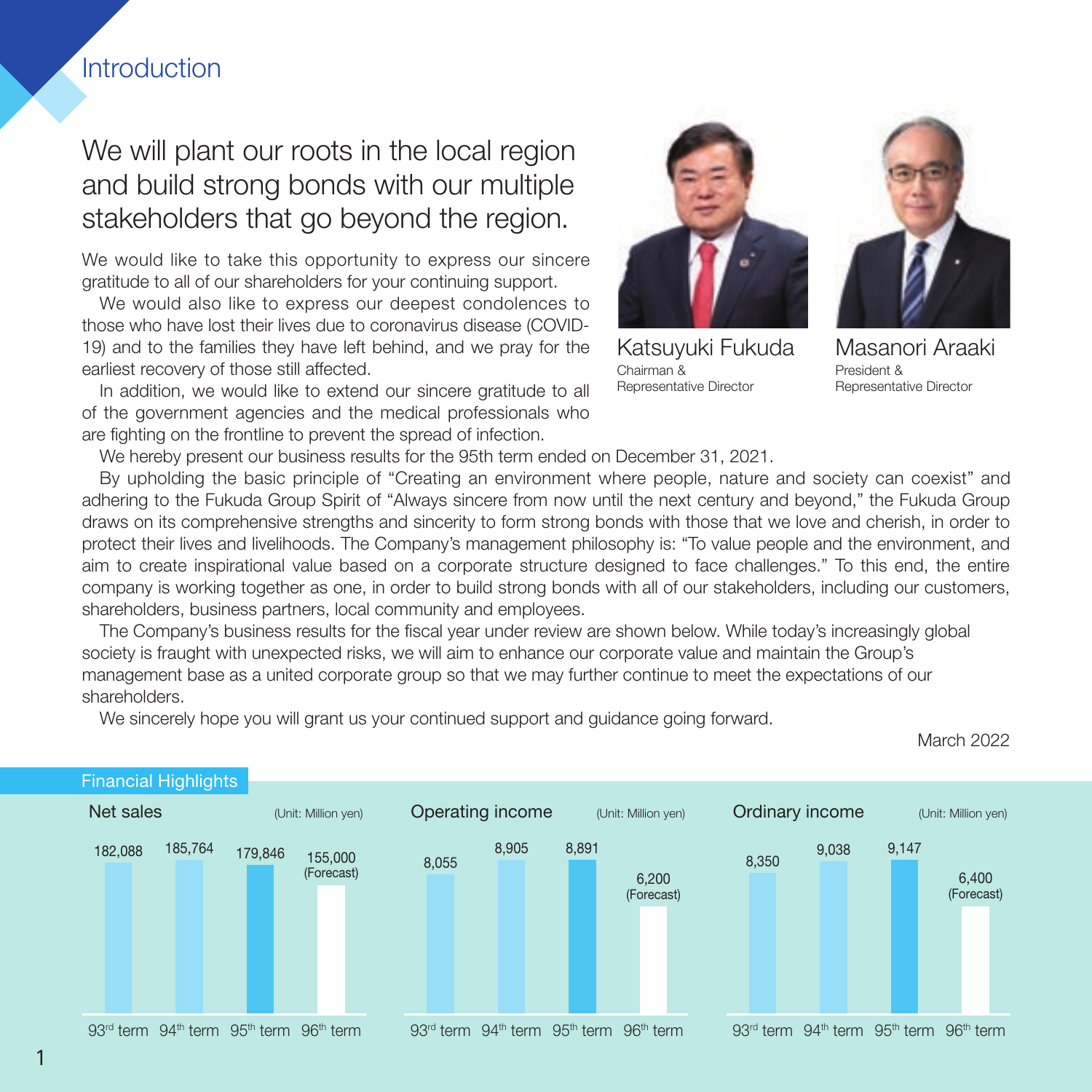# Introduction

## We will plant our roots in the local region and build strong bonds with our multiple stakeholders that go beyond the region.

We would like to take this opportunity to express our sincere gratitude to all of our shareholders for your continuing support.

We would also like to express our deepest condolences to those who have lost their lives due to coronavirus disease (COVID-19) and to the families they have left behind, and we pray for the earliest recovery of those still affected.

In addition, we would like to extend our sincere gratitude to all of the government agencies and the medical professionals who are fighting on the frontline to prevent the spread of infection.

We hereby present our business results for the 95th term ended on December 31, 2021.

By upholding the basic principle of "Creating an environment where people, nature and society can coexist" and adhering to the Fukuda Group Spirit of "Always sincere from now until the next century and beyond," the Fukuda Group draws on its comprehensive strengths and sincerity to form strong bonds with those that we love and cherish, in order to protect their lives and livelihoods. The Company's management philosophy is: "To value people and the environment, and aim to create inspirational value based on a corporate structure designed to face challenges." To this end, the entire company is working together as one, in order to build strong bonds with all of our stakeholders, including our customers, shareholders, business partners, local community and employees.

The Company's business results for the fiscal year under review are shown below. While today's increasingly global society is fraught with unexpected risks, we will aim to enhance our corporate value and maintain the Group's management base as a united corporate group so that we may further continue to meet the expectations of our shareholders.

We sincerely hope you will grant us your continued support and guidance going forward.

March 2022

**Katsuyuki Fukuda**
Chairman & Representative Director

**Masanori Araaki**
President & Representative Director

## Financial Highlights

(Unit: Million yen)

| | 93rd term | 94th term | 95th term | 96th term |
|---|---|---|---|---|
| Net sales | 182,088 | 185,764 | 179,846 | 155,000 (Forecast) |
| Operating income | 8,055 | 8,905 | 8,891 | 6,200 (Forecast) |
| Ordinary income | 8,350 | 9,038 | 9,147 | 6,400 (Forecast) |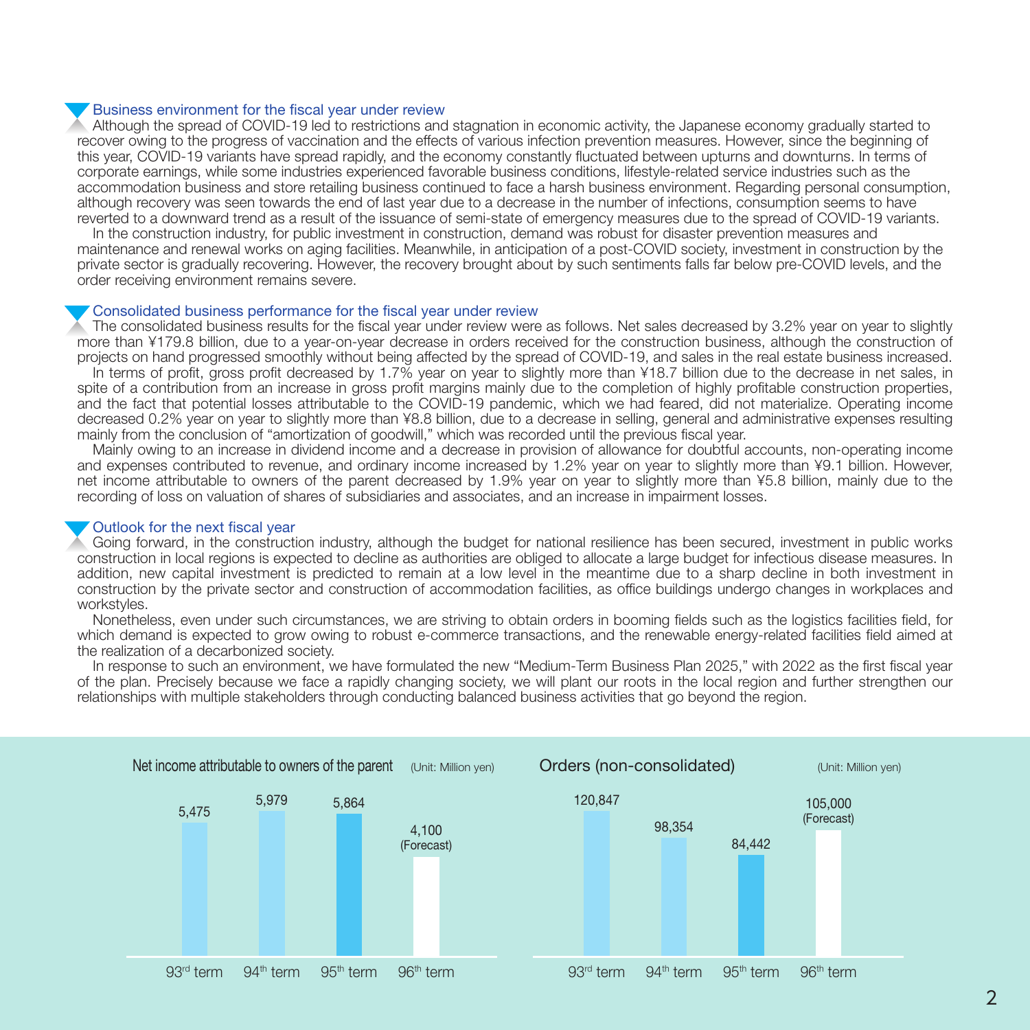## Business environment for the fiscal year under review

Although the spread of COVID-19 led to restrictions and stagnation in economic activity, the Japanese economy gradually started to recover owing to the progress of vaccination and the effects of various infection prevention measures. However, since the beginning of this year, COVID-19 variants have spread rapidly, and the economy constantly fluctuated between upturns and downturns. In terms of corporate earnings, while some industries experienced favorable business conditions, lifestyle-related service industries such as the accommodation business and store retailing business continued to face a harsh business environment. Regarding personal consumption, although recovery was seen towards the end of last year due to a decrease in the number of infections, consumption seems to have reverted to a downward trend as a result of the issuance of semi-state of emergency measures due to the spread of COVID-19 variants.

In the construction industry, for public investment in construction, demand was robust for disaster prevention measures and maintenance and renewal works on aging facilities. Meanwhile, in anticipation of a post-COVID society, investment in construction by the private sector is gradually recovering. However, the recovery brought about by such sentiments falls far below pre-COVID levels, and the order receiving environment remains severe.

## Consolidated business performance for the fiscal year under review

The consolidated business results for the fiscal year under review were as follows. Net sales decreased by 3.2% year on year to slightly more than ¥179.8 billion, due to a year-on-year decrease in orders received for the construction business, although the construction of projects on hand progressed smoothly without being affected by the spread of COVID-19, and sales in the real estate business increased.

In terms of profit, gross profit decreased by 1.7% year on year to slightly more than ¥18.7 billion due to the decrease in net sales, in spite of a contribution from an increase in gross profit margins mainly due to the completion of highly profitable construction properties, and the fact that potential losses attributable to the COVID-19 pandemic, which we had feared, did not materialize. Operating income decreased 0.2% year on year to slightly more than ¥8.8 billion, due to a decrease in selling, general and administrative expenses resulting mainly from the conclusion of "amortization of goodwill," which was recorded until the previous fiscal year.

Mainly owing to an increase in dividend income and a decrease in provision of allowance for doubtful accounts, non-operating income and expenses contributed to revenue, and ordinary income increased by 1.2% year on year to slightly more than ¥9.1 billion. However, net income attributable to owners of the parent decreased by 1.9% year on year to slightly more than ¥5.8 billion, mainly due to the recording of loss on valuation of shares of subsidiaries and associates, and an increase in impairment losses.

## Outlook for the next fiscal year

Going forward, in the construction industry, although the budget for national resilience has been secured, investment in public works construction in local regions is expected to decline as authorities are obliged to allocate a large budget for infectious disease measures. In addition, new capital investment is predicted to remain at a low level in the meantime due to a sharp decline in both investment in construction by the private sector and construction of accommodation facilities, as office buildings undergo changes in workplaces and workstyles.

Nonetheless, even under such circumstances, we are striving to obtain orders in booming fields such as the logistics facilities field, for which demand is expected to grow owing to robust e-commerce transactions, and the renewable energy-related facilities field aimed at the realization of a decarbonized society.

In response to such an environment, we have formulated the new "Medium-Term Business Plan 2025," with 2022 as the first fiscal year of the plan. Precisely because we face a rapidly changing society, we will plant our roots in the local region and further strengthen our relationships with multiple stakeholders through conducting balanced business activities that go beyond the region.

**Net income attributable to owners of the parent** (Unit: Million yen)

| 93rd term | 94th term | 95th term | 96th term |
|---|---|---|---|
| 5,475 | 5,979 | 5,864 | 4,100 (Forecast) |

**Orders (non-consolidated)** (Unit: Million yen)

| 93rd term | 94th term | 95th term | 96th term |
|---|---|---|---|
| 120,847 | 98,354 | 84,442 | 105,000 (Forecast) |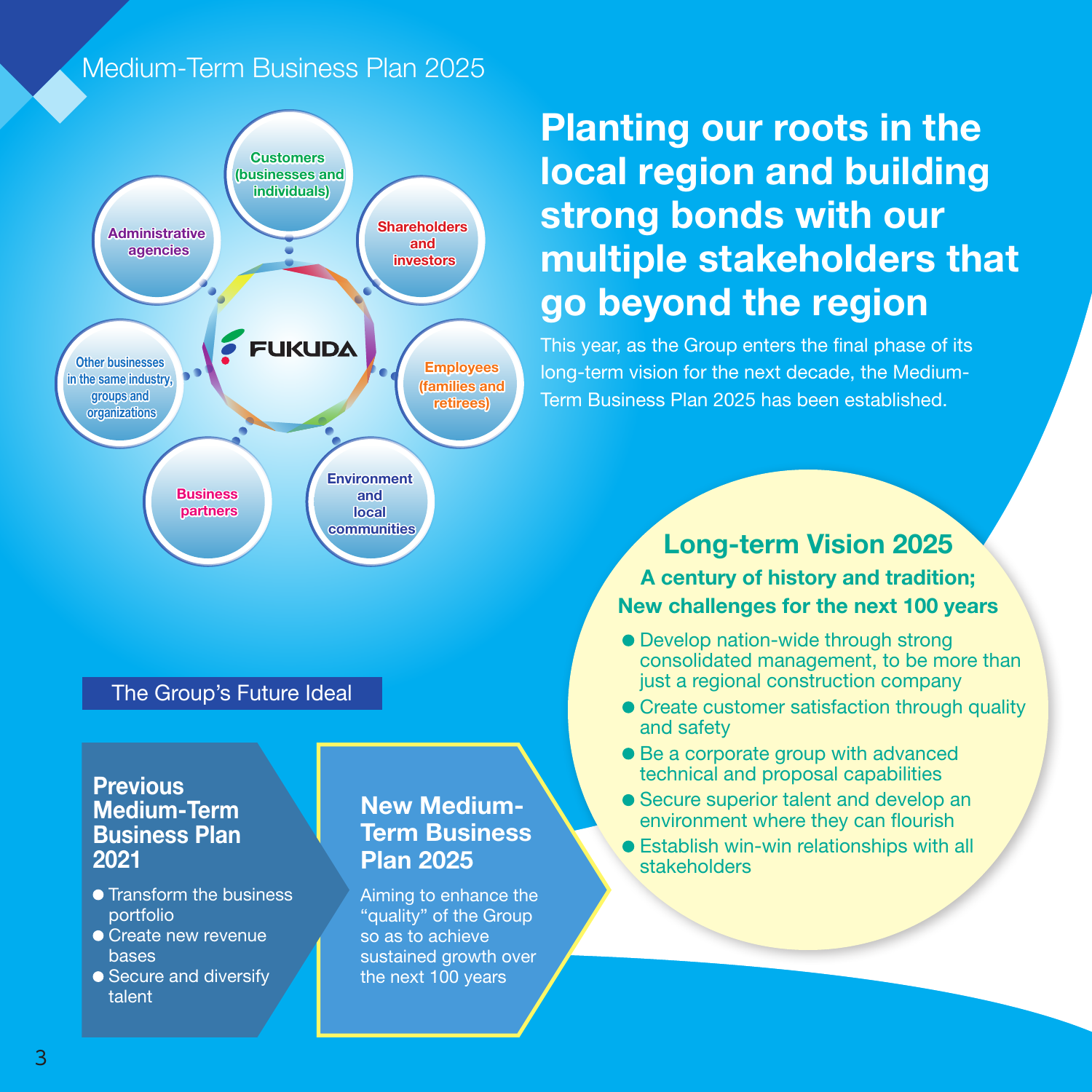# Medium-Term Business Plan 2025

Customers (businesses and individuals)

Shareholders and investors

Employees (families and retirees)

Environment and local communities

Business partners

Other businesses in the same industry, groups and organizations

Administrative agencies

FUKUDA

## Planting our roots in the local region and building strong bonds with our multiple stakeholders that go beyond the region

This year, as the Group enters the final phase of its long-term vision for the next decade, the Medium-Term Business Plan 2025 has been established.

## Long-term Vision 2025

**A century of history and tradition; New challenges for the next 100 years**

- Develop nation-wide through strong consolidated management, to be more than just a regional construction company
- Create customer satisfaction through quality and safety
- Be a corporate group with advanced technical and proposal capabilities
- Secure superior talent and develop an environment where they can flourish
- Establish win-win relationships with all stakeholders

## The Group's Future Ideal

### Previous Medium-Term Business Plan 2021

- Transform the business portfolio
- Create new revenue bases
- Secure and diversify talent

### New Medium-Term Business Plan 2025

Aiming to enhance the "quality" of the Group so as to achieve sustained growth over the next 100 years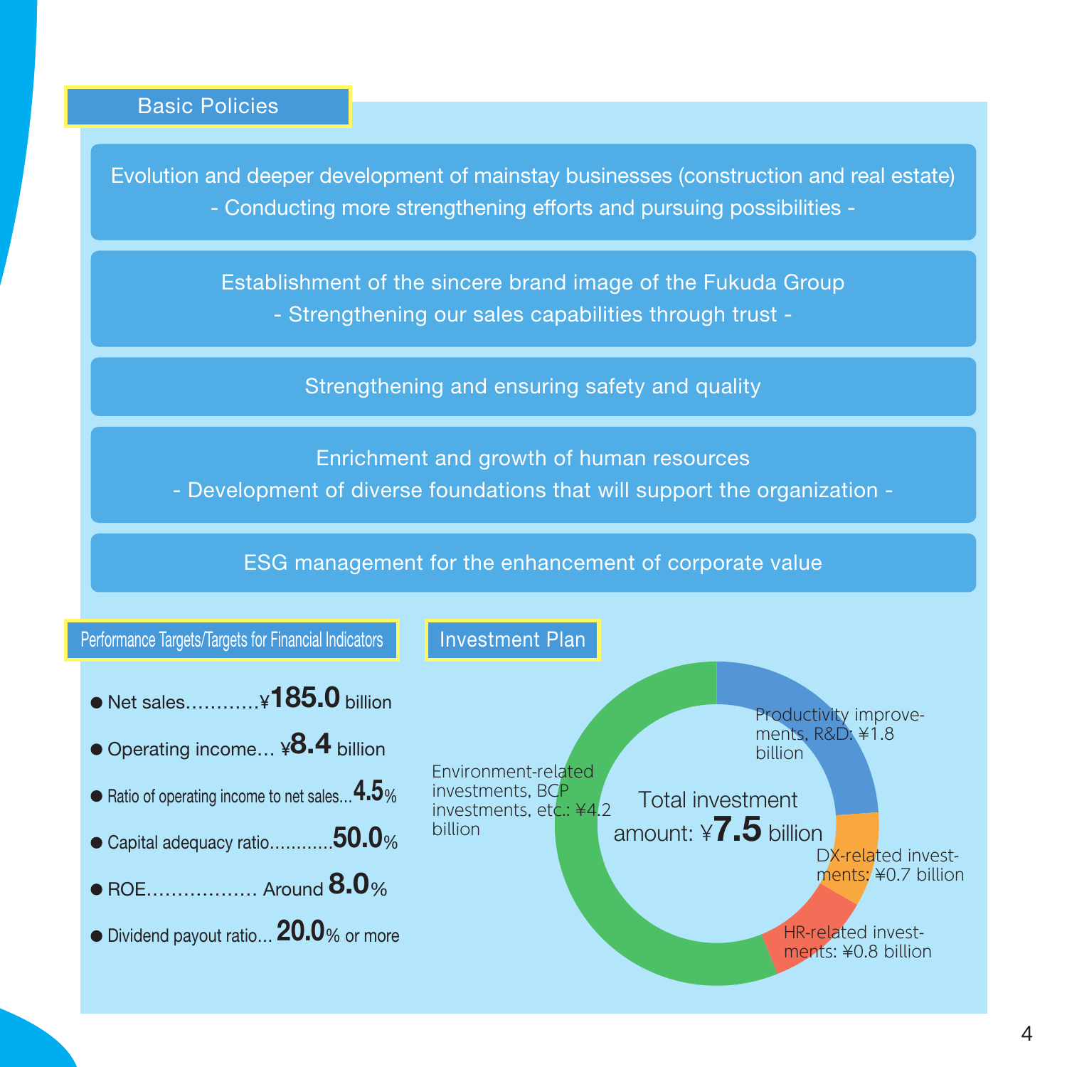## Basic Policies

Evolution and deeper development of mainstay businesses (construction and real estate)
- Conducting more strengthening efforts and pursuing possibilities -

Establishment of the sincere brand image of the Fukuda Group
- Strengthening our sales capabilities through trust -

Strengthening and ensuring safety and quality

Enrichment and growth of human resources
- Development of diverse foundations that will support the organization -

ESG management for the enhancement of corporate value

## Performance Targets/Targets for Financial Indicators

- Net sales............¥**185.0** billion
- Operating income... ¥**8.4** billion
- Ratio of operating income to net sales...**4.5**%
- Capital adequacy ratio............**50.0**%
- ROE.................. Around **8.0**%
- Dividend payout ratio... **20.0**% or more

## Investment Plan

Total investment amount: ¥**7.5** billion

- Productivity improvements, R&D: ¥1.8 billion
- DX-related investments: ¥0.7 billion
- HR-related investments: ¥0.8 billion
- Environment-related investments, BCP investments, etc.: ¥4.2 billion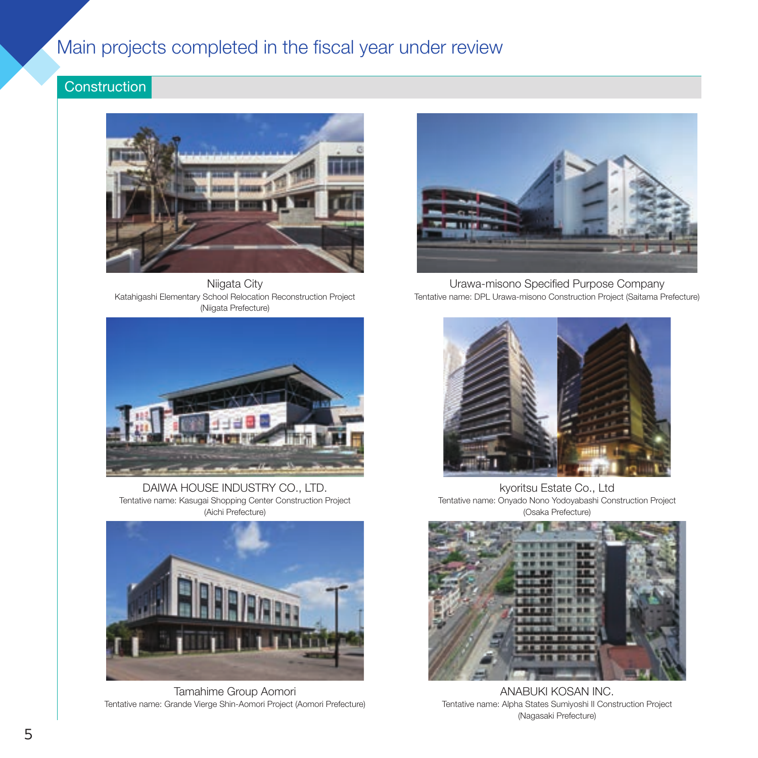# Main projects completed in the fiscal year under review

## Construction

Niigata City
Katahigashi Elementary School Relocation Reconstruction Project (Niigata Prefecture)

Urawa-misono Specified Purpose Company
Tentative name: DPL Urawa-misono Construction Project (Saitama Prefecture)

DAIWA HOUSE INDUSTRY CO., LTD.
Tentative name: Kasugai Shopping Center Construction Project (Aichi Prefecture)

kyoritsu Estate Co., Ltd
Tentative name: Onyado Nono Yodoyabashi Construction Project (Osaka Prefecture)

Tamahime Group Aomori
Tentative name: Grande Vierge Shin-Aomori Project (Aomori Prefecture)

ANABUKI KOSAN INC.
Tentative name: Alpha States Sumiyoshi II Construction Project (Nagasaki Prefecture)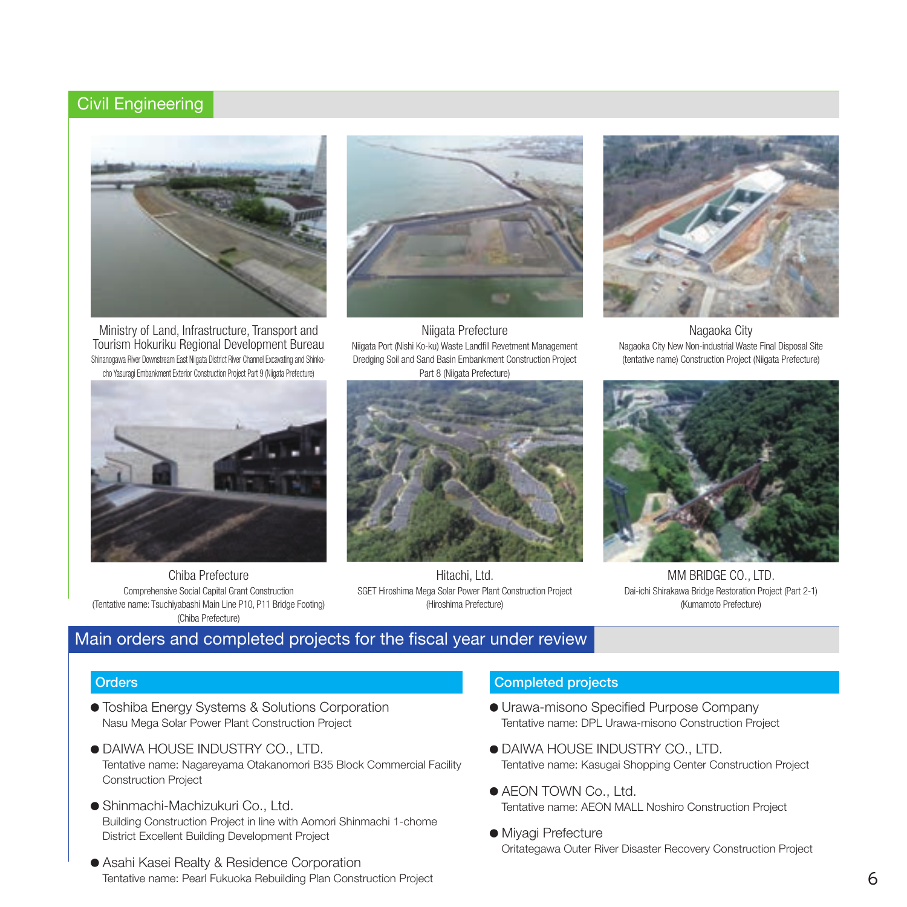## Civil Engineering

Ministry of Land, Infrastructure, Transport and Tourism Hokuriku Regional Development Bureau
Shinanogawa River Downstream East Niigata District River Channel Excavating and Shinko-cho Yasuragi Embankment Exterior Construction Project Part 9 (Niigata Prefecture)

Niigata Prefecture
Niigata Port (Nishi Ko-ku) Waste Landfill Revetment Management Dredging Soil and Sand Basin Embankment Construction Project Part 8 (Niigata Prefecture)

Nagaoka City
Nagaoka City New Non-industrial Waste Final Disposal Site (tentative name) Construction Project (Niigata Prefecture)

Chiba Prefecture
Comprehensive Social Capital Grant Construction (Tentative name: Tsuchiyabashi Main Line P10, P11 Bridge Footing) (Chiba Prefecture)

Hitachi, Ltd.
SGET Hiroshima Mega Solar Power Plant Construction Project (Hiroshima Prefecture)

MM BRIDGE CO., LTD.
Dai-ichi Shirakawa Bridge Restoration Project (Part 2-1) (Kumamoto Prefecture)

## Main orders and completed projects for the fiscal year under review

### Orders

- Toshiba Energy Systems & Solutions Corporation
  Nasu Mega Solar Power Plant Construction Project
- DAIWA HOUSE INDUSTRY CO., LTD.
  Tentative name: Nagareyama Otakanomori B35 Block Commercial Facility Construction Project
- Shinmachi-Machizukuri Co., Ltd.
  Building Construction Project in line with Aomori Shinmachi 1-chome District Excellent Building Development Project
- Asahi Kasei Realty & Residence Corporation
  Tentative name: Pearl Fukuoka Rebuilding Plan Construction Project

### Completed projects

- Urawa-misono Specified Purpose Company
  Tentative name: DPL Urawa-misono Construction Project
- DAIWA HOUSE INDUSTRY CO., LTD.
  Tentative name: Kasugai Shopping Center Construction Project
- AEON TOWN Co., Ltd.
  Tentative name: AEON MALL Noshiro Construction Project
- Miyagi Prefecture
  Oritategawa Outer River Disaster Recovery Construction Project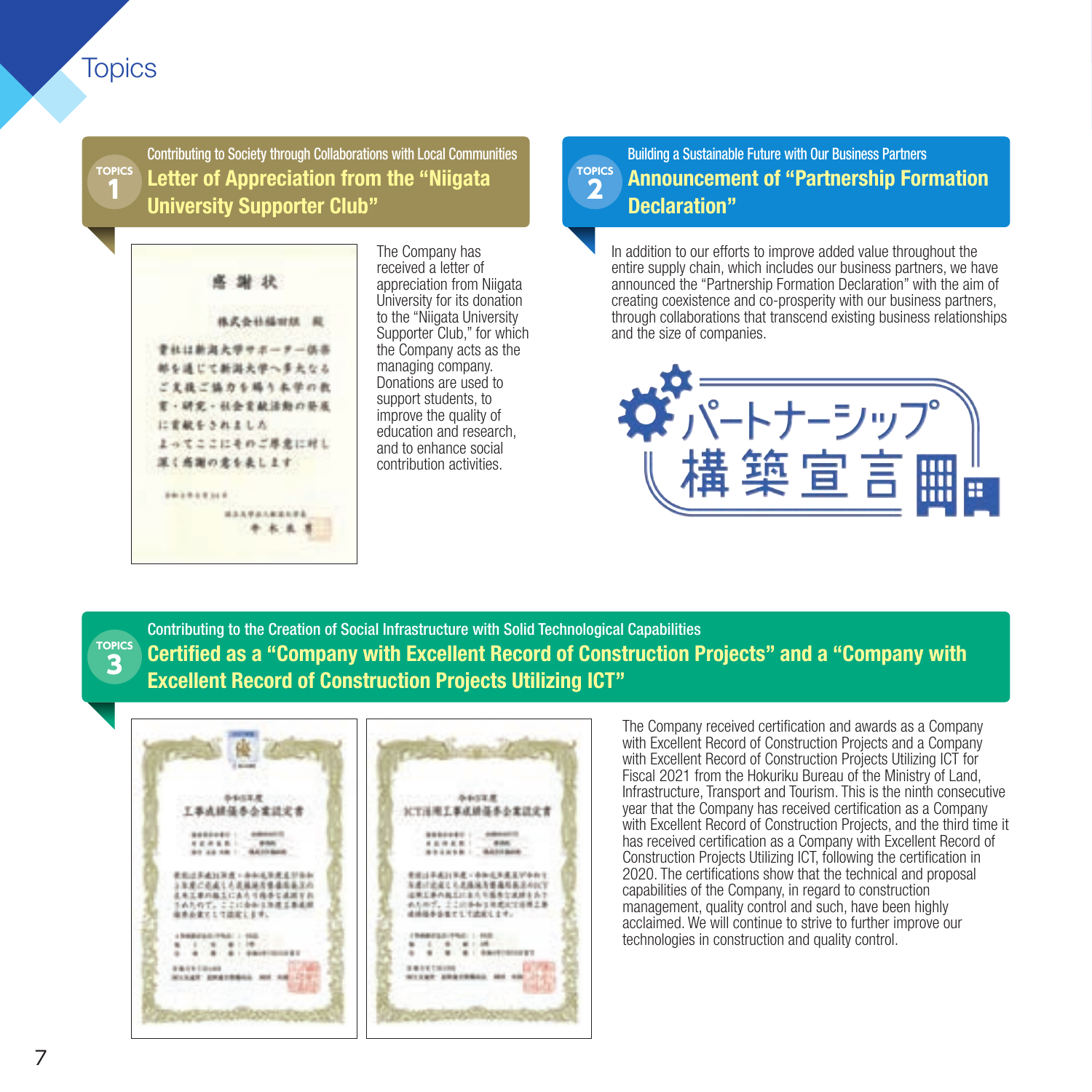# Topics

## TOPICS 1

Contributing to Society through Collaborations with Local Communities

### Letter of Appreciation from the "Niigata University Supporter Club"

The Company has received a letter of appreciation from Niigata University for its donation to the "Niigata University Supporter Club," for which the Company acts as the managing company. Donations are used to support students, to improve the quality of education and research, and to enhance social contribution activities.

## TOPICS 2

Building a Sustainable Future with Our Business Partners

### Announcement of "Partnership Formation Declaration"

In addition to our efforts to improve added value throughout the entire supply chain, which includes our business partners, we have announced the "Partnership Formation Declaration" with the aim of creating coexistence and co-prosperity with our business partners, through collaborations that transcend existing business relationships and the size of companies.

パートナーシップ構築宣言

## TOPICS 3

Contributing to the Creation of Social Infrastructure with Solid Technological Capabilities

### Certified as a "Company with Excellent Record of Construction Projects" and a "Company with Excellent Record of Construction Projects Utilizing ICT"

The Company received certification and awards as a Company with Excellent Record of Construction Projects and a Company with Excellent Record of Construction Projects Utilizing ICT for Fiscal 2021 from the Hokuriku Bureau of the Ministry of Land, Infrastructure, Transport and Tourism. This is the ninth consecutive year that the Company has received certification as a Company with Excellent Record of Construction Projects, and the third time it has received certification as a Company with Excellent Record of Construction Projects Utilizing ICT, following the certification in 2020. The certifications show that the technical and proposal capabilities of the Company, in regard to construction management, quality control and such, have been highly acclaimed. We will continue to strive to further improve our technologies in construction and quality control.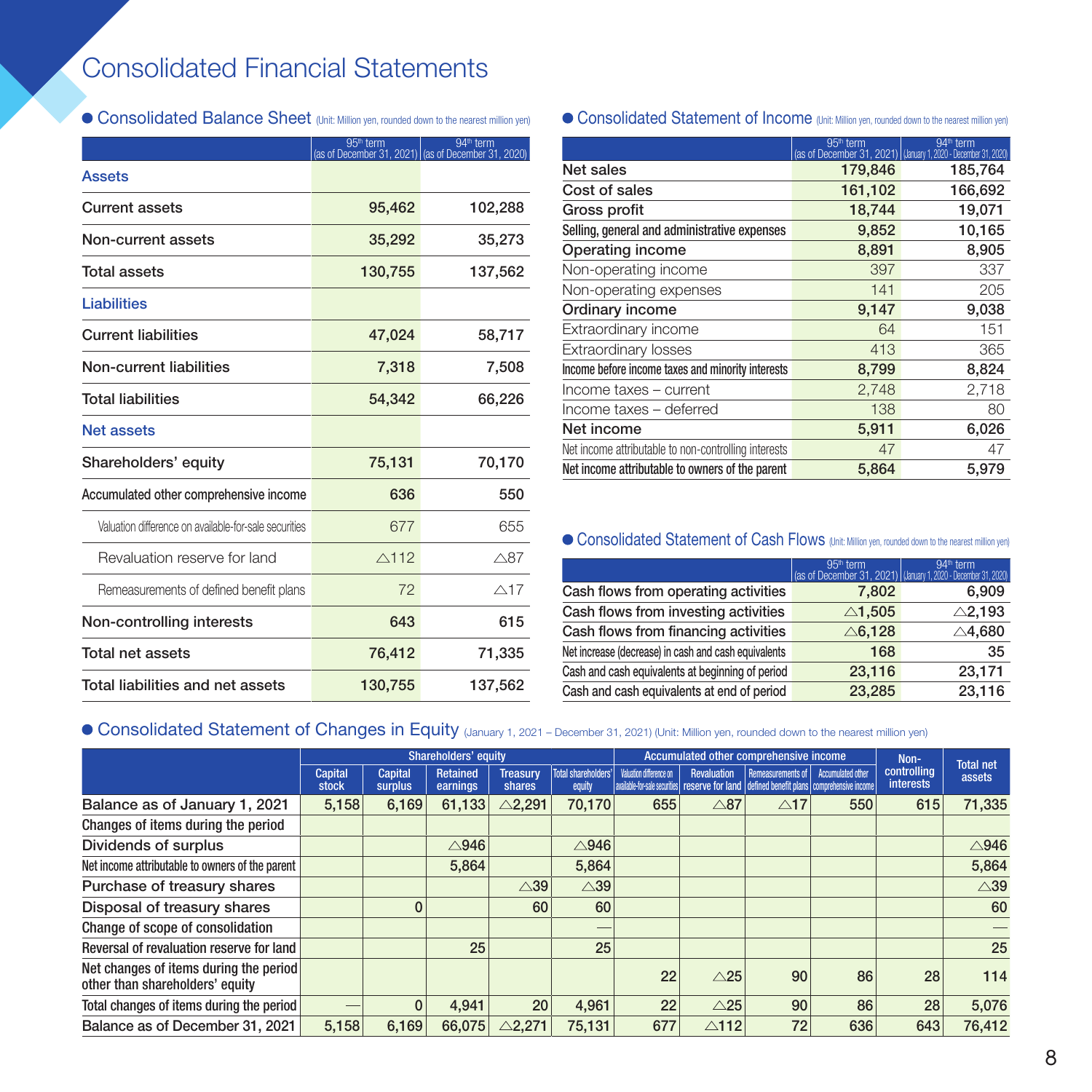# Consolidated Financial Statements

## ● Consolidated Balance Sheet (Unit: Million yen, rounded down to the nearest million yen)

| | 95th term (as of December 31, 2021) | 94th term (as of December 31, 2020) |
|---|---|---|
| **Assets** | | |
| Current assets | 95,462 | 102,288 |
| Non-current assets | 35,292 | 35,273 |
| Total assets | 130,755 | 137,562 |
| **Liabilities** | | |
| Current liabilities | 47,024 | 58,717 |
| Non-current liabilities | 7,318 | 7,508 |
| Total liabilities | 54,342 | 66,226 |
| **Net assets** | | |
| Shareholders' equity | 75,131 | 70,170 |
| Accumulated other comprehensive income | 636 | 550 |
| Valuation difference on available-for-sale securities | 677 | 655 |
| Revaluation reserve for land | △112 | △87 |
| Remeasurements of defined benefit plans | 72 | △17 |
| Non-controlling interests | 643 | 615 |
| Total net assets | 76,412 | 71,335 |
| Total liabilities and net assets | 130,755 | 137,562 |

## ● Consolidated Statement of Income (Unit: Million yen, rounded down to the nearest million yen)

| | 95th term (as of December 31, 2021) | 94th term (January 1, 2020 - December 31, 2020) |
|---|---|---|
| Net sales | 179,846 | 185,764 |
| Cost of sales | 161,102 | 166,692 |
| Gross profit | 18,744 | 19,071 |
| Selling, general and administrative expenses | 9,852 | 10,165 |
| Operating income | 8,891 | 8,905 |
| Non-operating income | 397 | 337 |
| Non-operating expenses | 141 | 205 |
| Ordinary income | 9,147 | 9,038 |
| Extraordinary income | 64 | 151 |
| Extraordinary losses | 413 | 365 |
| Income before income taxes and minority interests | 8,799 | 8,824 |
| Income taxes – current | 2,748 | 2,718 |
| Income taxes – deferred | 138 | 80 |
| Net income | 5,911 | 6,026 |
| Net income attributable to non-controlling interests | 47 | 47 |
| Net income attributable to owners of the parent | 5,864 | 5,979 |

## ● Consolidated Statement of Cash Flows (Unit: Million yen, rounded down to the nearest million yen)

| | 95th term (as of December 31, 2021) | 94th term (January 1, 2020 - December 31, 2020) |
|---|---|---|
| Cash flows from operating activities | 7,802 | 6,909 |
| Cash flows from investing activities | △1,505 | △2,193 |
| Cash flows from financing activities | △6,128 | △4,680 |
| Net increase (decrease) in cash and cash equivalents | 168 | 35 |
| Cash and cash equivalents at beginning of period | 23,116 | 23,171 |
| Cash and cash equivalents at end of period | 23,285 | 23,116 |

## ● Consolidated Statement of Changes in Equity (January 1, 2021 – December 31, 2021) (Unit: Million yen, rounded down to the nearest million yen)

| | Shareholders' equity | | | | | Accumulated other comprehensive income | | | | Non-controlling interests | Total net assets |
|---|---|---|---|---|---|---|---|---|---|---|---|
| | Capital stock | Capital surplus | Retained earnings | Treasury shares | Total shareholders' equity | Valuation difference on available-for-sale securities | Revaluation reserve for land | Remeasurements of defined benefit plans | Accumulated other comprehensive income | | |
| Balance as of January 1, 2021 | 5,158 | 6,169 | 61,133 | △2,291 | 70,170 | 655 | △87 | △17 | 550 | 615 | 71,335 |
| Changes of items during the period | | | | | | | | | | | |
| Dividends of surplus | | | △946 | | △946 | | | | | | △946 |
| Net income attributable to owners of the parent | | | 5,864 | | 5,864 | | | | | | 5,864 |
| Purchase of treasury shares | | | | △39 | △39 | | | | | | △39 |
| Disposal of treasury shares | | 0 | | 60 | 60 | | | | | | 60 |
| Change of scope of consolidation | | | | | — | | | | | | — |
| Reversal of revaluation reserve for land | | | 25 | | 25 | | | | | | 25 |
| Net changes of items during the period other than shareholders' equity | | | | | | 22 | △25 | 90 | 86 | 28 | 114 |
| Total changes of items during the period | — | 0 | 4,941 | 20 | 4,961 | 22 | △25 | 90 | 86 | 28 | 5,076 |
| Balance as of December 31, 2021 | 5,158 | 6,169 | 66,075 | △2,271 | 75,131 | 677 | △112 | 72 | 636 | 643 | 76,412 |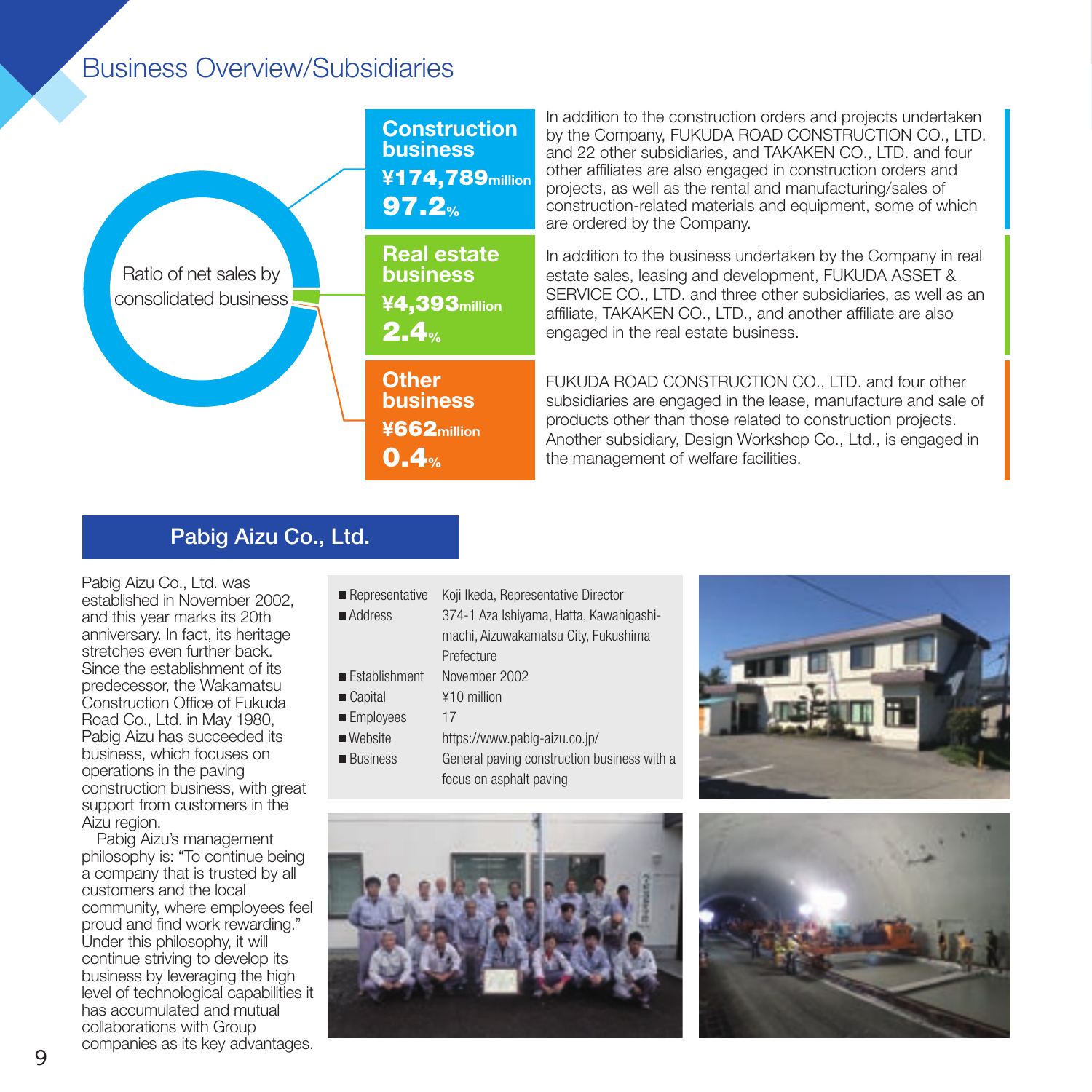# Business Overview/Subsidiaries

Ratio of net sales by consolidated business

| Segment | Net sales | Ratio | Description |
| --- | --- | --- | --- |
| **Construction business** | ¥174,789 million | 97.2% | In addition to the construction orders and projects undertaken by the Company, FUKUDA ROAD CONSTRUCTION CO., LTD. and 22 other subsidiaries, and TAKAKEN CO., LTD. and four other affiliates are also engaged in construction orders and projects, as well as the rental and manufacturing/sales of construction-related materials and equipment, some of which are ordered by the Company. |
| **Real estate business** | ¥4,393 million | 2.4% | In addition to the business undertaken by the Company in real estate sales, leasing and development, FUKUDA ASSET & SERVICE CO., LTD. and three other subsidiaries, as well as an affiliate, TAKAKEN CO., LTD., and another affiliate are also engaged in the real estate business. |
| **Other business** | ¥662 million | 0.4% | FUKUDA ROAD CONSTRUCTION CO., LTD. and four other subsidiaries are engaged in the lease, manufacture and sale of products other than those related to construction projects. Another subsidiary, Design Workshop Co., Ltd., is engaged in the management of welfare facilities. |

## Pabig Aizu Co., Ltd.

Pabig Aizu Co., Ltd. was established in November 2002, and this year marks its 20th anniversary. In fact, its heritage stretches even further back. Since the establishment of its predecessor, the Wakamatsu Construction Office of Fukuda Road Co., Ltd. in May 1980, Pabig Aizu has succeeded its business, which focuses on operations in the paving construction business, with great support from customers in the Aizu region.

Pabig Aizu's management philosophy is: "To continue being a company that is trusted by all customers and the local community, where employees feel proud and find work rewarding." Under this philosophy, it will continue striving to develop its business by leveraging the high level of technological capabilities it has accumulated and mutual collaborations with Group companies as its key advantages.

- **Representative**: Koji Ikeda, Representative Director
- **Address**: 374-1 Aza Ishiyama, Hatta, Kawahigashi-machi, Aizuwakamatsu City, Fukushima Prefecture
- **Establishment**: November 2002
- **Capital**: ¥10 million
- **Employees**: 17
- **Website**: https://www.pabig-aizu.co.jp/
- **Business**: General paving construction business with a focus on asphalt paving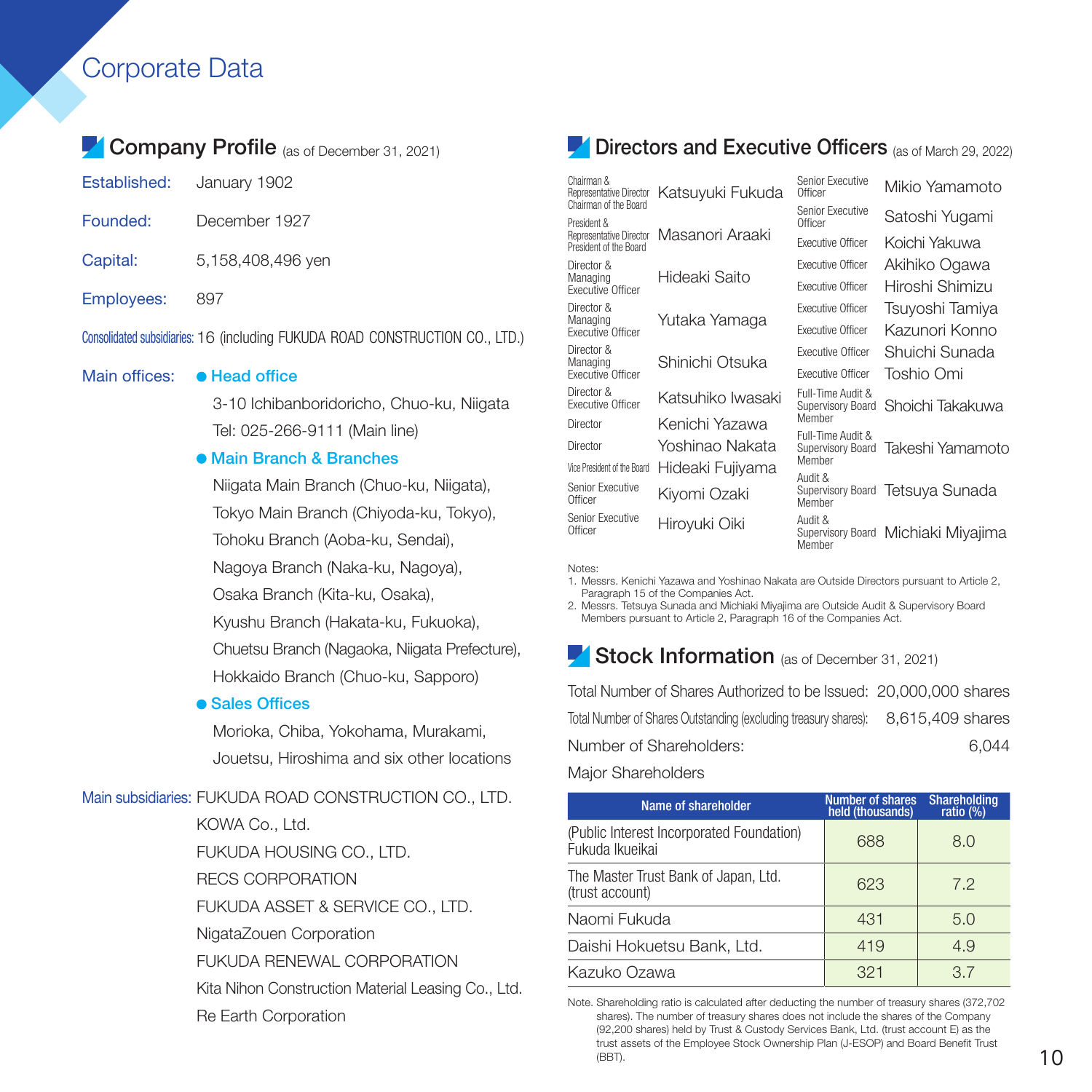# Corporate Data

## Company Profile (as of December 31, 2021)

**Established:** January 1902

**Founded:** December 1927

**Capital:** 5,158,408,496 yen

**Employees:** 897

**Consolidated subsidiaries:** 16 (including FUKUDA ROAD CONSTRUCTION CO., LTD.)

**Main offices:**

- **Head office**
  3-10 Ichibanboridoricho, Chuo-ku, Niigata
  Tel: 025-266-9111 (Main line)
- **Main Branch & Branches**
  Niigata Main Branch (Chuo-ku, Niigata), Tokyo Main Branch (Chiyoda-ku, Tokyo), Tohoku Branch (Aoba-ku, Sendai), Nagoya Branch (Naka-ku, Nagoya), Osaka Branch (Kita-ku, Osaka), Kyushu Branch (Hakata-ku, Fukuoka), Chuetsu Branch (Nagaoka, Niigata Prefecture), Hokkaido Branch (Chuo-ku, Sapporo)
- **Sales Offices**
  Morioka, Chiba, Yokohama, Murakami, Jouetsu, Hiroshima and six other locations

**Main subsidiaries:**
FUKUDA ROAD CONSTRUCTION CO., LTD.
KOWA Co., Ltd.
FUKUDA HOUSING CO., LTD.
RECS CORPORATION
FUKUDA ASSET & SERVICE CO., LTD.
NigataZouen Corporation
FUKUDA RENEWAL CORPORATION
Kita Nihon Construction Material Leasing Co., Ltd.
Re Earth Corporation

## Directors and Executive Officers (as of March 29, 2022)

| Position | Name |
|---|---|
| Chairman & Representative Director Chairman of the Board | Katsuyuki Fukuda |
| President & Representative Director President of the Board | Masanori Araaki |
| Director & Managing Executive Officer | Hideaki Saito |
| Director & Managing Executive Officer | Yutaka Yamaga |
| Director & Managing Executive Officer | Shinichi Otsuka |
| Director & Executive Officer | Katsuhiko Iwasaki |
| Director | Kenichi Yazawa |
| Director | Yoshinao Nakata |
| Vice President of the Board | Hideaki Fujiyama |
| Senior Executive Officer | Kiyomi Ozaki |
| Senior Executive Officer | Hiroyuki Oiki |
| Senior Executive Officer | Mikio Yamamoto |
| Senior Executive Officer | Satoshi Yugami |
| Executive Officer | Koichi Yakuwa |
| Executive Officer | Akihiko Ogawa |
| Executive Officer | Hiroshi Shimizu |
| Executive Officer | Tsuyoshi Tamiya |
| Executive Officer | Kazunori Konno |
| Executive Officer | Shuichi Sunada |
| Executive Officer | Toshio Omi |
| Full-Time Audit & Supervisory Board Member | Shoichi Takakuwa |
| Full-Time Audit & Supervisory Board Member | Takeshi Yamamoto |
| Audit & Supervisory Board Member | Tetsuya Sunada |
| Audit & Supervisory Board Member | Michiaki Miyajima |

Notes:
1. Messrs. Kenichi Yazawa and Yoshinao Nakata are Outside Directors pursuant to Article 2, Paragraph 15 of the Companies Act.
2. Messrs. Tetsuya Sunada and Michiaki Miyajima are Outside Audit & Supervisory Board Members pursuant to Article 2, Paragraph 16 of the Companies Act.

## Stock Information (as of December 31, 2021)

Total Number of Shares Authorized to be Issued: 20,000,000 shares

Total Number of Shares Outstanding (excluding treasury shares): 8,615,409 shares

Number of Shareholders: 6,044

Major Shareholders

| Name of shareholder | Number of shares held (thousands) | Shareholding ratio (%) |
|---|---|---|
| (Public Interest Incorporated Foundation) Fukuda Ikueikai | 688 | 8.0 |
| The Master Trust Bank of Japan, Ltd. (trust account) | 623 | 7.2 |
| Naomi Fukuda | 431 | 5.0 |
| Daishi Hokuetsu Bank, Ltd. | 419 | 4.9 |
| Kazuko Ozawa | 321 | 3.7 |

Note. Shareholding ratio is calculated after deducting the number of treasury shares (372,702 shares). The number of treasury shares does not include the shares of the Company (92,200 shares) held by Trust & Custody Services Bank, Ltd. (trust account E) as the trust assets of the Employee Stock Ownership Plan (J-ESOP) and Board Benefit Trust (BBT).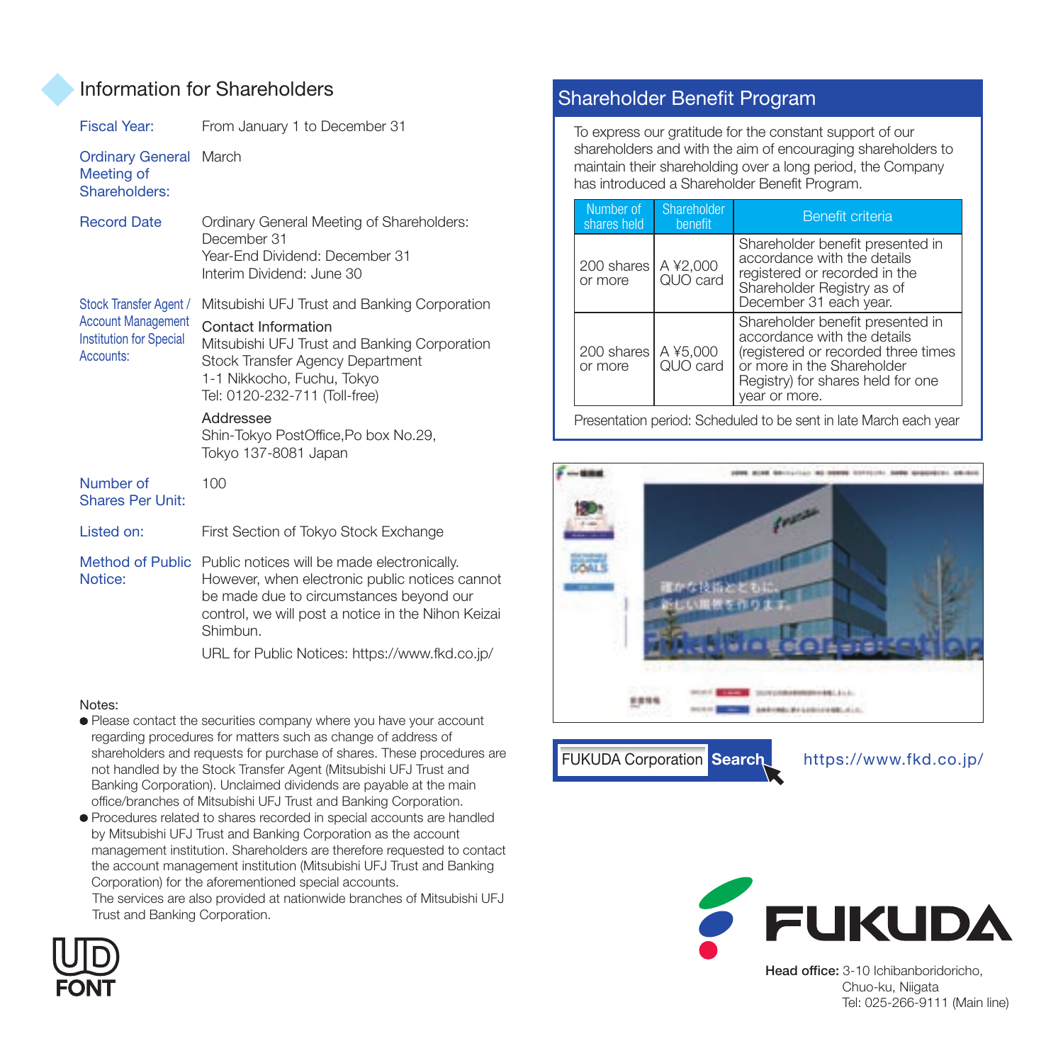## Information for Shareholders

| | |
|---|---|
| Fiscal Year: | From January 1 to December 31 |
| Ordinary General Meeting of Shareholders: | March |
| Record Date | Ordinary General Meeting of Shareholders: December 31<br>Year-End Dividend: December 31<br>Interim Dividend: June 30 |
| Stock Transfer Agent / Account Management Institution for Special Accounts: | Mitsubishi UFJ Trust and Banking Corporation<br>**Contact Information**<br>Mitsubishi UFJ Trust and Banking Corporation<br>Stock Transfer Agency Department<br>1-1 Nikkocho, Fuchu, Tokyo<br>Tel: 0120-232-711 (Toll-free)<br>**Addressee**<br>Shin-Tokyo PostOffice,Po box No.29,<br>Tokyo 137-8081 Japan |
| Number of Shares Per Unit: | 100 |
| Listed on: | First Section of Tokyo Stock Exchange |
| Method of Public Notice: | Public notices will be made electronically. However, when electronic public notices cannot be made due to circumstances beyond our control, we will post a notice in the Nihon Keizai Shimbun.<br>URL for Public Notices: https://www.fkd.co.jp/ |

Notes:

- Please contact the securities company where you have your account regarding procedures for matters such as change of address of shareholders and requests for purchase of shares. These procedures are not handled by the Stock Transfer Agent (Mitsubishi UFJ Trust and Banking Corporation). Unclaimed dividends are payable at the main office/branches of Mitsubishi UFJ Trust and Banking Corporation.
- Procedures related to shares recorded in special accounts are handled by Mitsubishi UFJ Trust and Banking Corporation as the account management institution. Shareholders are therefore requested to contact the account management institution (Mitsubishi UFJ Trust and Banking Corporation) for the aforementioned special accounts.
  The services are also provided at nationwide branches of Mitsubishi UFJ Trust and Banking Corporation.

UD FONT

## Shareholder Benefit Program

To express our gratitude for the constant support of our shareholders and with the aim of encouraging shareholders to maintain their shareholding over a long period, the Company has introduced a Shareholder Benefit Program.

| Number of shares held | Shareholder benefit | Benefit criteria |
|---|---|---|
| 200 shares or more | A ¥2,000 QUO card | Shareholder benefit presented in accordance with the details registered or recorded in the Shareholder Registry as of December 31 each year. |
| 200 shares or more | A ¥5,000 QUO card | Shareholder benefit presented in accordance with the details (registered or recorded three times or more in the Shareholder Registry) for shares held for one year or more. |

Presentation period: Scheduled to be sent in late March each year

FUKUDA Corporation **Search** https://www.fkd.co.jp/

FUKUDA

**Head office:** 3-10 Ichibanboridoricho, Chuo-ku, Niigata
Tel: 025-266-9111 (Main line)